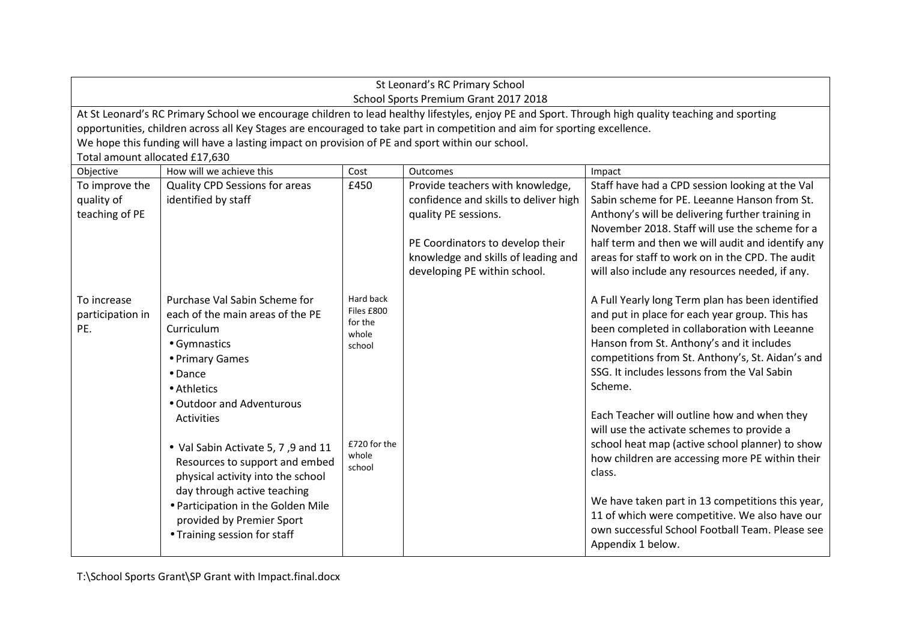St Leonard's RC Primary School

School Sports Premium Grant 2017 2018

At St Leonard's RC Primary School we encourage children to lead healthy lifestyles, enjoy PE and Sport. Through high quality teaching and sporting opportunities, children across all Key Stages are encouraged to take part in competition and aim for sporting excellence.

We hope this funding will have a lasting impact on provision of PE and sport within our school.

Total amount allocated £17,630

| Objective | How will we achieve this | Cost | Outcomes | Impact |
|---|---|---|---|---|
| To improve the quality of teaching of PE | Quality CPD Sessions for areas identified by staff | £450 | Provide teachers with knowledge, confidence and skills to deliver high quality PE sessions.<br><br>PE Coordinators to develop their knowledge and skills of leading and developing PE within school. | Staff have had a CPD session looking at the Val Sabin scheme for PE. Leeanne Hanson from St. Anthony's will be delivering further training in November 2018. Staff will use the scheme for a half term and then we will audit and identify any areas for staff to work on in the CPD. The audit will also include any resources needed, if any. |
| To increase participation in PE. | Purchase Val Sabin Scheme for each of the main areas of the PE Curriculum<br>• Gymnastics<br>• Primary Games<br>• Dance<br>• Athletics<br>• Outdoor and Adventurous Activities<br><br>• Val Sabin Activate 5, 7 ,9 and 11 Resources to support and embed physical activity into the school day through active teaching<br>• Participation in the Golden Mile provided by Premier Sport<br>• Training session for staff | Hard back Files £800 for the whole school<br><br>£720 for the whole school | | A Full Yearly long Term plan has been identified and put in place for each year group. This has been completed in collaboration with Leeanne Hanson from St. Anthony's and it includes competitions from St. Anthony's, St. Aidan's and SSG. It includes lessons from the Val Sabin Scheme.<br><br>Each Teacher will outline how and when they will use the activate schemes to provide a school heat map (active school planner) to show how children are accessing more PE within their class.<br><br>We have taken part in 13 competitions this year, 11 of which were competitive. We also have our own successful School Football Team. Please see Appendix 1 below. |

T:\School Sports Grant\SP Grant with Impact.final.docx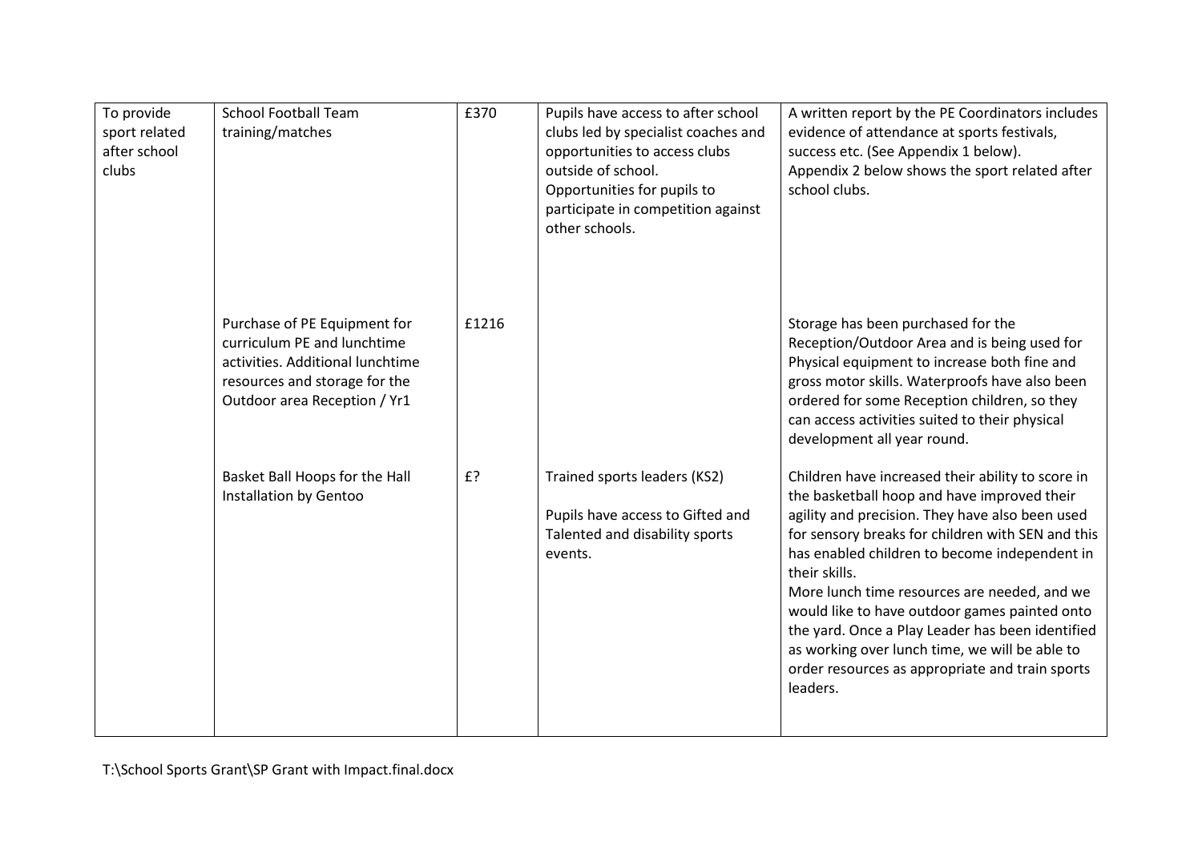| | | | | |
|---|---|---|---|---|
| To provide sport related after school clubs | School Football Team training/matches | £370 | Pupils have access to after school clubs led by specialist coaches and opportunities to access clubs outside of school.<br>Opportunities for pupils to participate in competition against other schools. | A written report by the PE Coordinators includes evidence of attendance at sports festivals, success etc. (See Appendix 1 below).<br>Appendix 2 below shows the sport related after school clubs. |
| | Purchase of PE Equipment for curriculum PE and lunchtime activities. Additional lunchtime resources and storage for the Outdoor area Reception / Yr1 | £1216 | | Storage has been purchased for the Reception/Outdoor Area and is being used for Physical equipment to increase both fine and gross motor skills. Waterproofs have also been ordered for some Reception children, so they can access activities suited to their physical development all year round. |
| | Basket Ball Hoops for the Hall Installation by Gentoo | £? | Trained sports leaders (KS2)<br><br>Pupils have access to Gifted and Talented and disability sports events. | Children have increased their ability to score in the basketball hoop and have improved their agility and precision. They have also been used for sensory breaks for children with SEN and this has enabled children to become independent in their skills.<br>More lunch time resources are needed, and we would like to have outdoor games painted onto the yard. Once a Play Leader has been identified as working over lunch time, we will be able to order resources as appropriate and train sports leaders. |

T:\School Sports Grant\SP Grant with Impact.final.docx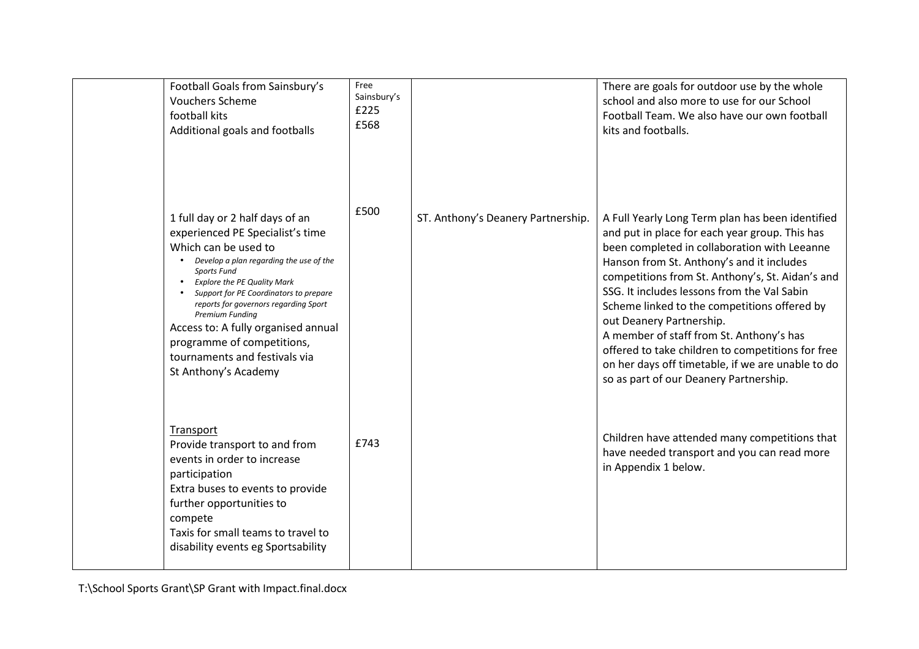| | | | | |
|---|---|---|---|---|
| | Football Goals from Sainsbury's Vouchers Scheme<br>football kits<br>Additional goals and footballs | Free Sainsbury's<br>£225<br>£568 | | There are goals for outdoor use by the whole school and also more to use for our School Football Team. We also have our own football kits and footballs. |
| | 1 full day or 2 half days of an experienced PE Specialist's time Which can be used to<br>• *Develop a plan regarding the use of the Sports Fund*<br>• *Explore the PE Quality Mark*<br>• *Support for PE Coordinators to prepare reports for governors regarding Sport Premium Funding*<br>Access to: A fully organised annual programme of competitions, tournaments and festivals via St Anthony's Academy | £500 | ST. Anthony's Deanery Partnership. | A Full Yearly Long Term plan has been identified and put in place for each year group. This has been completed in collaboration with Leeanne Hanson from St. Anthony's and it includes competitions from St. Anthony's, St. Aidan's and SSG. It includes lessons from the Val Sabin Scheme linked to the competitions offered by out Deanery Partnership.<br>A member of staff from St. Anthony's has offered to take children to competitions for free on her days off timetable, if we are unable to do so as part of our Deanery Partnership. |
| | Transport<br>Provide transport to and from events in order to increase participation<br>Extra buses to events to provide further opportunities to compete<br>Taxis for small teams to travel to disability events eg Sportsability | £743 | | Children have attended many competitions that have needed transport and you can read more in Appendix 1 below. |

T:\School Sports Grant\SP Grant with Impact.final.docx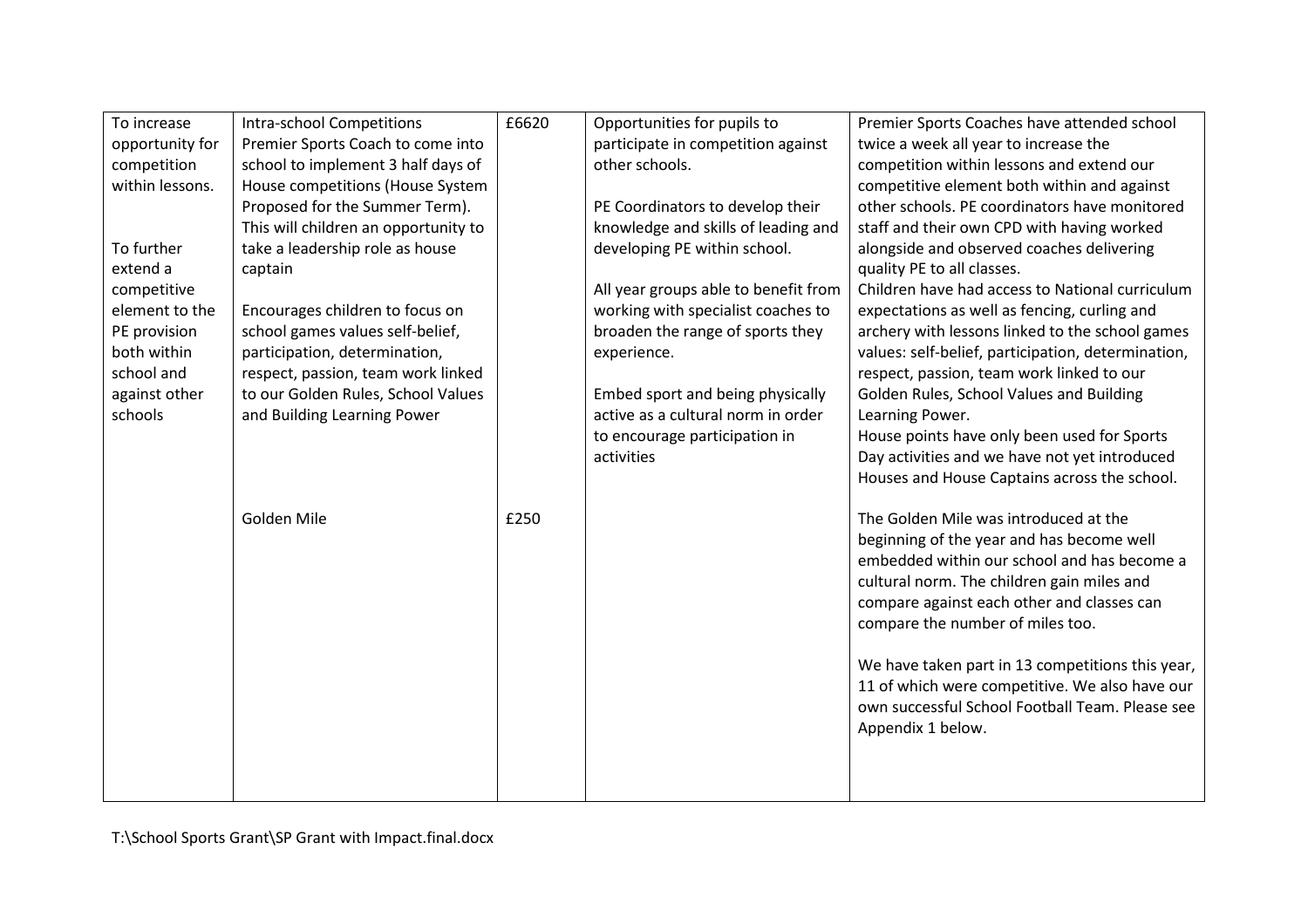| To increase opportunity for competition within lessons.<br><br>To further extend a competitive element to the PE provision both within school and against other schools | Intra-school Competitions<br>Premier Sports Coach to come into school to implement 3 half days of House competitions (House System Proposed for the Summer Term). This will children an opportunity to take a leadership role as house captain<br><br>Encourages children to focus on school games values self-belief, participation, determination, respect, passion, team work linked to our Golden Rules, School Values and Building Learning Power | £6620 | Opportunities for pupils to participate in competition against other schools.<br><br>PE Coordinators to develop their knowledge and skills of leading and developing PE within school.<br><br>All year groups able to benefit from working with specialist coaches to broaden the range of sports they experience.<br><br>Embed sport and being physically active as a cultural norm in order to encourage participation in activities | Premier Sports Coaches have attended school twice a week all year to increase the competition within lessons and extend our competitive element both within and against other schools. PE coordinators have monitored staff and their own CPD with having worked alongside and observed coaches delivering quality PE to all classes.<br>Children have had access to National curriculum expectations as well as fencing, curling and archery with lessons linked to the school games values: self-belief, participation, determination, respect, passion, team work linked to our Golden Rules, School Values and Building Learning Power.<br>House points have only been used for Sports Day activities and we have not yet introduced Houses and House Captains across the school. |
|---|---|---|---|---|
| | Golden Mile | £250 | | The Golden Mile was introduced at the beginning of the year and has become well embedded within our school and has become a cultural norm. The children gain miles and compare against each other and classes can compare the number of miles too.<br><br>We have taken part in 13 competitions this year, 11 of which were competitive. We also have our own successful School Football Team. Please see Appendix 1 below. |

T:\School Sports Grant\SP Grant with Impact.final.docx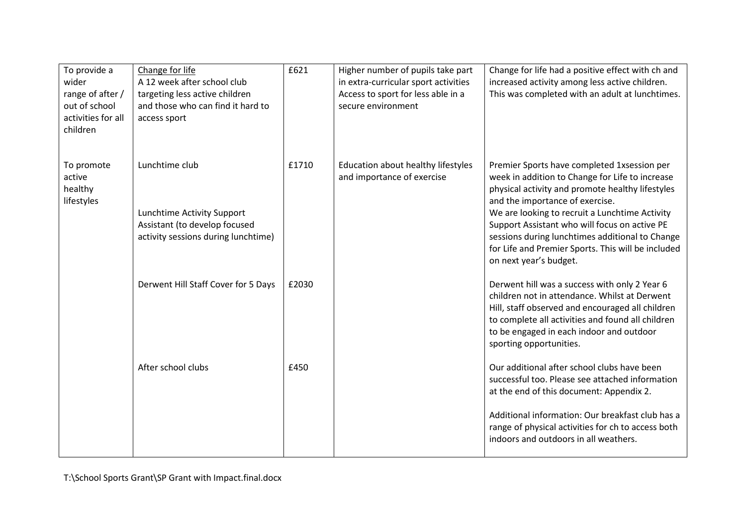| To provide a wider range of after / out of school activities for all children | Change for life<br>A 12 week after school club targeting less active children and those who can find it hard to access sport | £621 | Higher number of pupils take part in extra-curricular sport activities<br>Access to sport for less able in a secure environment | Change for life had a positive effect with ch and increased activity among less active children. This was completed with an adult at lunchtimes. |
|---|---|---|---|---|
| To promote active healthy lifestyles | Lunchtime club<br><br>Lunchtime Activity Support Assistant (to develop focused activity sessions during lunchtime) | £1710 | Education about healthy lifestyles and importance of exercise | Premier Sports have completed 1xsession per week in addition to Change for Life to increase physical activity and promote healthy lifestyles and the importance of exercise.<br>We are looking to recruit a Lunchtime Activity Support Assistant who will focus on active PE sessions during lunchtimes additional to Change for Life and Premier Sports. This will be included on next year's budget. |
| | Derwent Hill Staff Cover for 5 Days | £2030 | | Derwent hill was a success with only 2 Year 6 children not in attendance. Whilst at Derwent Hill, staff observed and encouraged all children to complete all activities and found all children to be engaged in each indoor and outdoor sporting opportunities. |
| | After school clubs | £450 | | Our additional after school clubs have been successful too. Please see attached information at the end of this document: Appendix 2.<br><br>Additional information: Our breakfast club has a range of physical activities for ch to access both indoors and outdoors in all weathers. |

T:\School Sports Grant\SP Grant with Impact.final.docx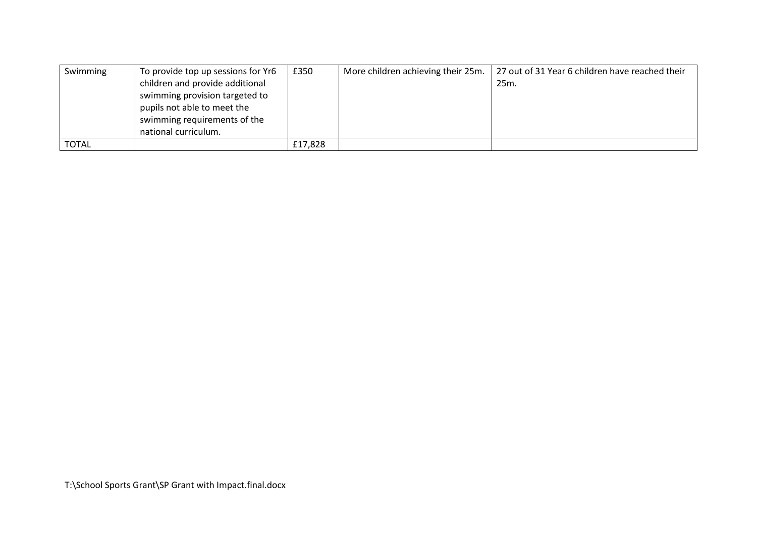| | | | | |
|---|---|---|---|---|
| Swimming | To provide top up sessions for Yr6 children and provide additional swimming provision targeted to pupils not able to meet the swimming requirements of the national curriculum. | £350 | More children achieving their 25m. | 27 out of 31 Year 6 children have reached their 25m. |
| TOTAL | | £17,828 | | |

T:\School Sports Grant\SP Grant with Impact.final.docx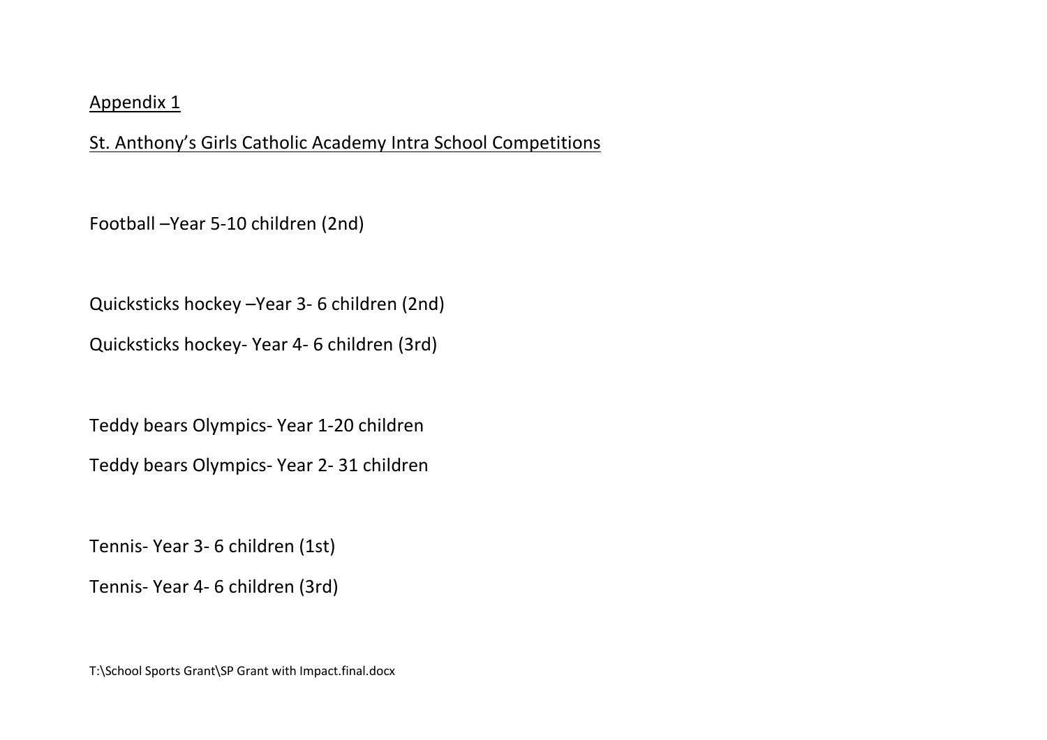Appendix 1

St. Anthony's Girls Catholic Academy Intra School Competitions

Football –Year 5-10 children (2nd)

Quicksticks hockey –Year 3- 6 children (2nd)

Quicksticks hockey- Year 4- 6 children (3rd)

Teddy bears Olympics- Year 1-20 children

Teddy bears Olympics- Year 2- 31 children

Tennis- Year 3- 6 children (1st)

Tennis- Year 4- 6 children (3rd)

T:\School Sports Grant\SP Grant with Impact.final.docx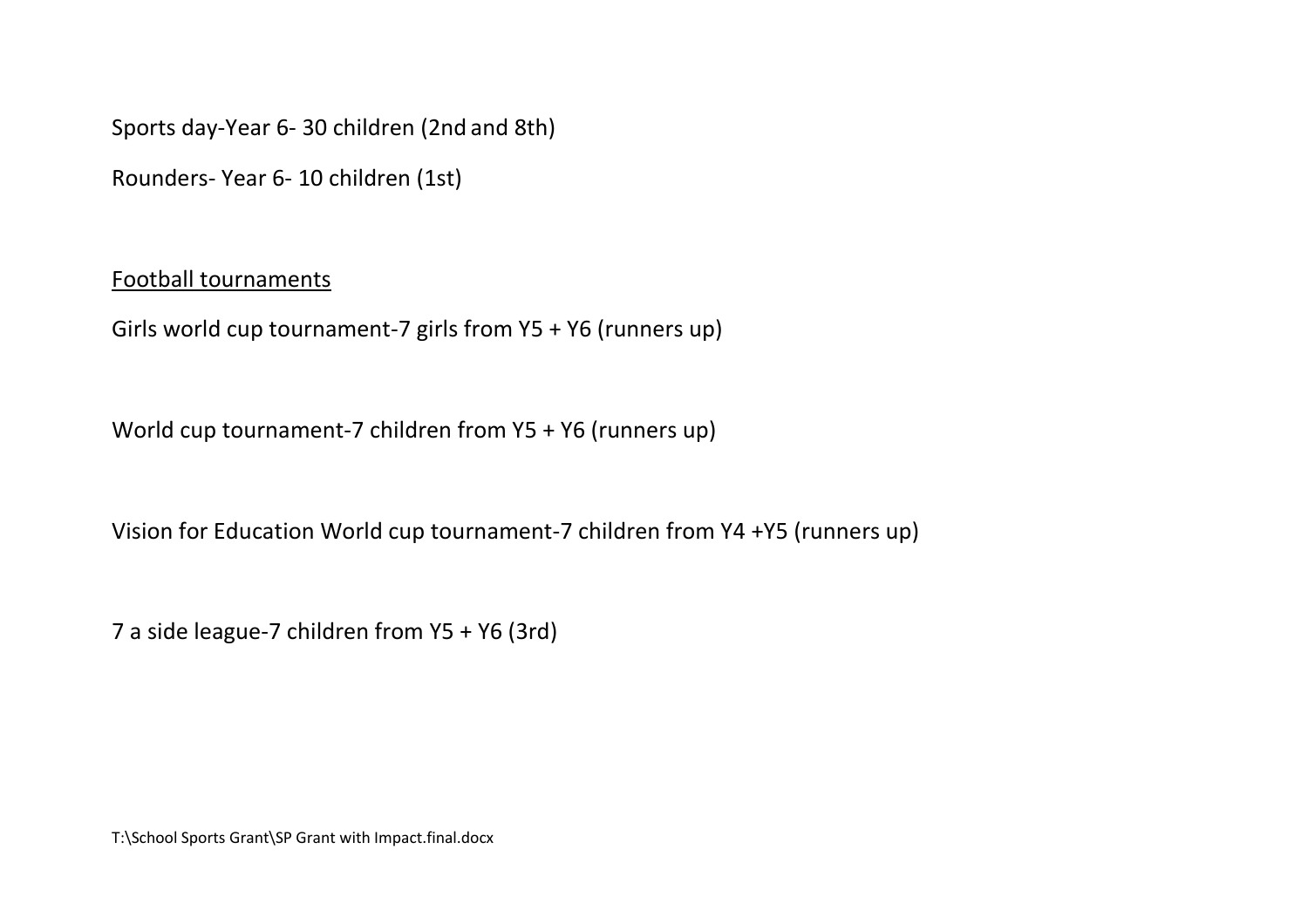Sports day-Year 6- 30 children (2nd and 8th)

Rounders- Year 6- 10 children (1st)

<u>Football tournaments</u>

Girls world cup tournament-7 girls from Y5 + Y6 (runners up)

World cup tournament-7 children from Y5 + Y6 (runners up)

Vision for Education World cup tournament-7 children from Y4 +Y5 (runners up)

7 a side league-7 children from Y5 + Y6 (3rd)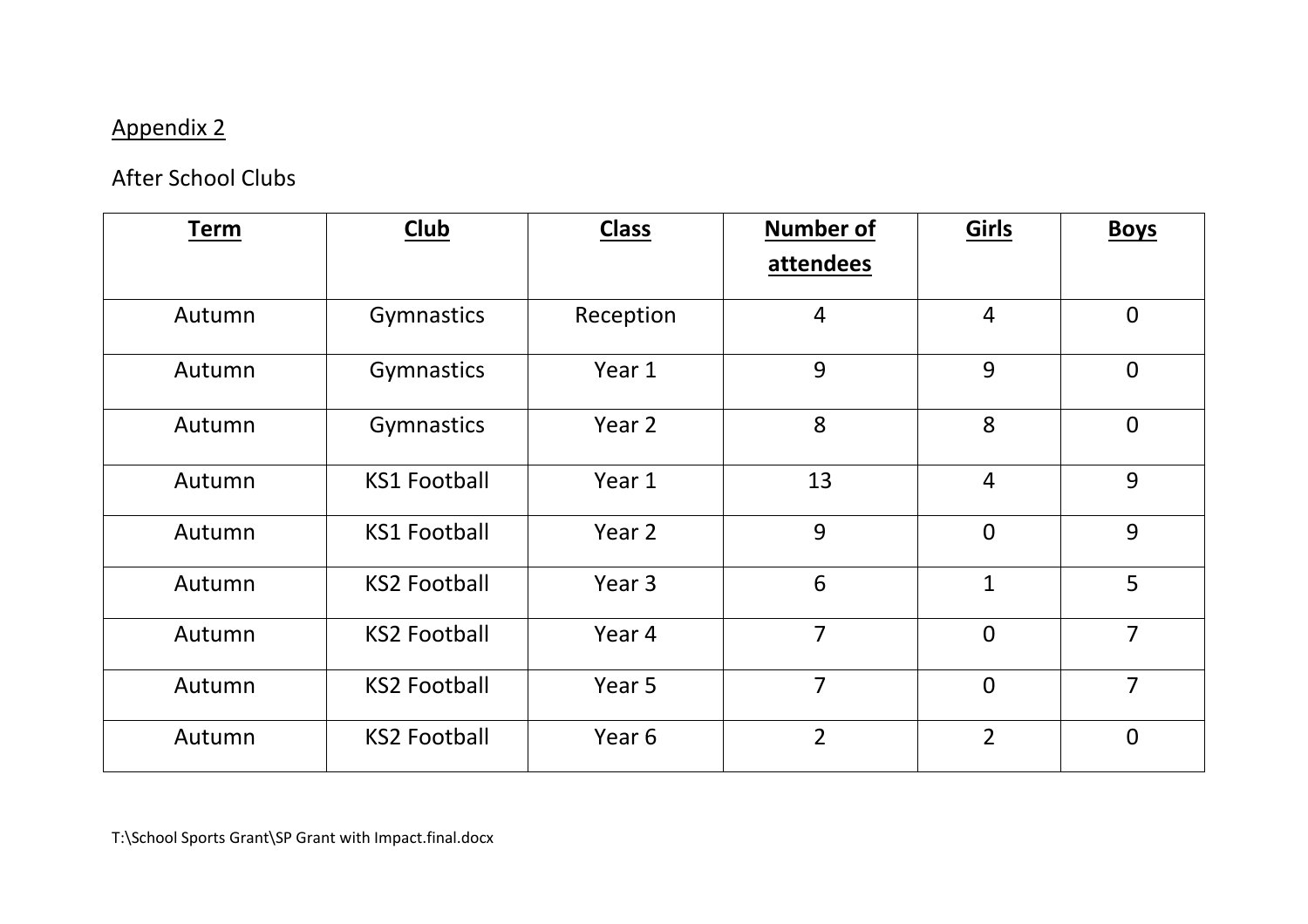Appendix 2

After School Clubs

| Term | Club | Class | Number of attendees | Girls | Boys |
|---|---|---|---|---|---|
| Autumn | Gymnastics | Reception | 4 | 4 | 0 |
| Autumn | Gymnastics | Year 1 | 9 | 9 | 0 |
| Autumn | Gymnastics | Year 2 | 8 | 8 | 0 |
| Autumn | KS1 Football | Year 1 | 13 | 4 | 9 |
| Autumn | KS1 Football | Year 2 | 9 | 0 | 9 |
| Autumn | KS2 Football | Year 3 | 6 | 1 | 5 |
| Autumn | KS2 Football | Year 4 | 7 | 0 | 7 |
| Autumn | KS2 Football | Year 5 | 7 | 0 | 7 |
| Autumn | KS2 Football | Year 6 | 2 | 2 | 0 |

T:\School Sports Grant\SP Grant with Impact.final.docx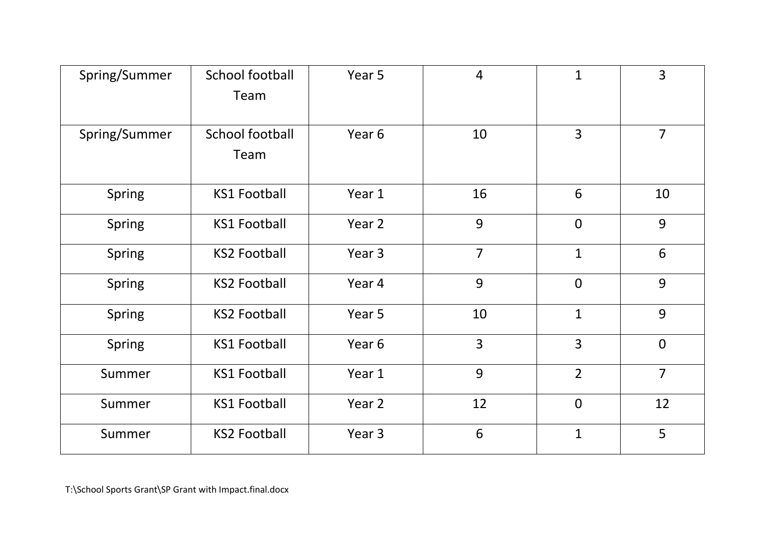| | | | | | |
|---|---|---|---|---|---|
| Spring/Summer | School football Team | Year 5 | 4 | 1 | 3 |
| Spring/Summer | School football Team | Year 6 | 10 | 3 | 7 |
| Spring | KS1 Football | Year 1 | 16 | 6 | 10 |
| Spring | KS1 Football | Year 2 | 9 | 0 | 9 |
| Spring | KS2 Football | Year 3 | 7 | 1 | 6 |
| Spring | KS2 Football | Year 4 | 9 | 0 | 9 |
| Spring | KS2 Football | Year 5 | 10 | 1 | 9 |
| Spring | KS1 Football | Year 6 | 3 | 3 | 0 |
| Summer | KS1 Football | Year 1 | 9 | 2 | 7 |
| Summer | KS1 Football | Year 2 | 12 | 0 | 12 |
| Summer | KS2 Football | Year 3 | 6 | 1 | 5 |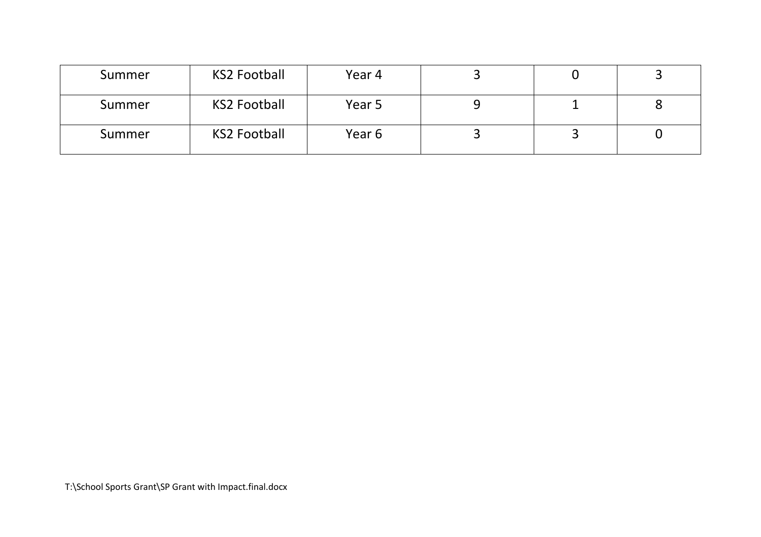| | | | | | |
|---|---|---|---|---|---|
| Summer | KS2 Football | Year 4 | 3 | 0 | 3 |
| Summer | KS2 Football | Year 5 | 9 | 1 | 8 |
| Summer | KS2 Football | Year 6 | 3 | 3 | 0 |

T:\School Sports Grant\SP Grant with Impact.final.docx